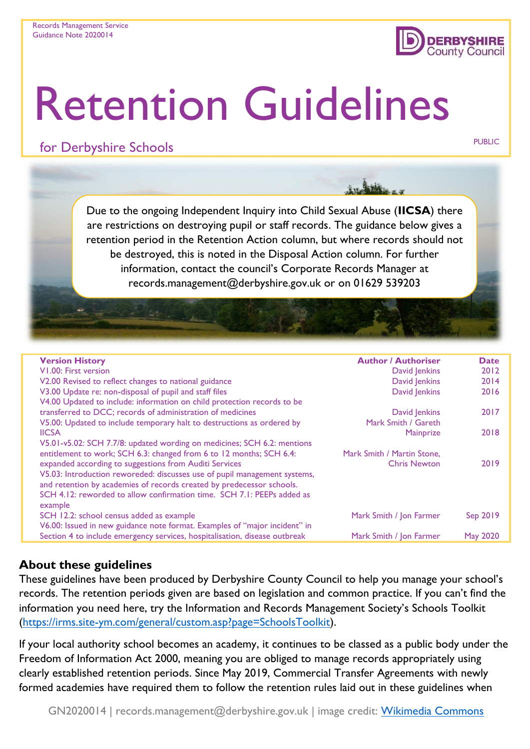Records Management Service
Guidance Note 2020014

# Retention Guidelines

## for Derbyshire Schools

PUBLIC

Due to the ongoing Independent Inquiry into Child Sexual Abuse (**IICSA**) there are restrictions on destroying pupil or staff records. The guidance below gives a retention period in the Retention Action column, but where records should not be destroyed, this is noted in the Disposal Action column. For further information, contact the council's Corporate Records Manager at records.management@derbyshire.gov.uk or on 01629 539203

| Version History | Author / Authoriser | Date |
|---|---|---|
| V1.00: First version | David Jenkins | 2012 |
| V2.00 Revised to reflect changes to national guidance | David Jenkins | 2014 |
| V3.00 Update re: non-disposal of pupil and staff files | David Jenkins | 2016 |
| V4.00 Updated to include: information on child protection records to be transferred to DCC; records of administration of medicines | David Jenkins | 2017 |
| V5.00: Updated to include temporary halt to destructions as ordered by IICSA | Mark Smith / Gareth Mainprize | 2018 |
| V5.01-v5.02: SCH 7.7/8: updated wording on medicines; SCH 6.2: mentions entitlement to work; SCH 6.3: changed from 6 to 12 months; SCH 6.4: expanded according to suggestions from Auditi Services | Mark Smith / Martin Stone, Chris Newton | 2019 |
| V5.03: Introduction reworeded: discusses use of pupil management systems, and retention by academies of records created by predecessor schools. SCH 4.12: rewroded to allow confirmation time. SCH 7.1: PEEPs added as example SCH 12.2: school census added as example | Mark Smith / Jon Farmer | Sep 2019 |
| V6.00: Issued in new guidance note format. Examples of "major incident" in Section 4 to include emergency services, hospitalisation, disease outbreak | Mark Smith / Jon Farmer | May 2020 |

## About these guidelines

These guidelines have been produced by Derbyshire County Council to help you manage your school's records. The retention periods given are based on legislation and common practice. If you can't find the information you need here, try the Information and Records Management Society's Schools Toolkit (https://irms.site-ym.com/general/custom.asp?page=SchoolsToolkit).

If your local authority school becomes an academy, it continues to be classed as a public body under the Freedom of Information Act 2000, meaning you are obliged to manage records appropriately using clearly established retention periods. Since May 2019, Commercial Transfer Agreements with newly formed academies have required them to follow the retention rules laid out in these guidelines when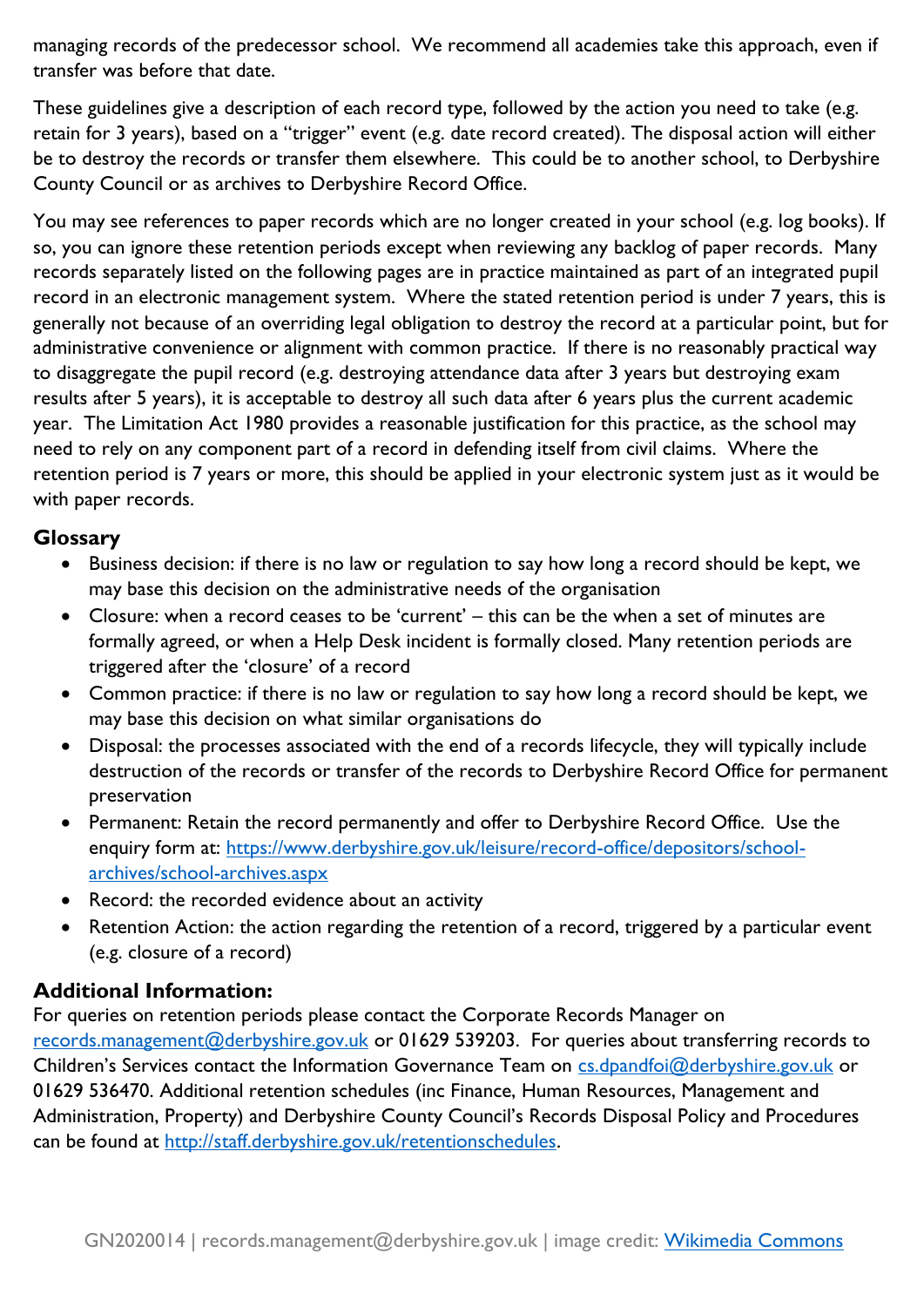managing records of the predecessor school. We recommend all academies take this approach, even if transfer was before that date.

These guidelines give a description of each record type, followed by the action you need to take (e.g. retain for 3 years), based on a "trigger" event (e.g. date record created). The disposal action will either be to destroy the records or transfer them elsewhere. This could be to another school, to Derbyshire County Council or as archives to Derbyshire Record Office.

You may see references to paper records which are no longer created in your school (e.g. log books). If so, you can ignore these retention periods except when reviewing any backlog of paper records. Many records separately listed on the following pages are in practice maintained as part of an integrated pupil record in an electronic management system. Where the stated retention period is under 7 years, this is generally not because of an overriding legal obligation to destroy the record at a particular point, but for administrative convenience or alignment with common practice. If there is no reasonably practical way to disaggregate the pupil record (e.g. destroying attendance data after 3 years but destroying exam results after 5 years), it is acceptable to destroy all such data after 6 years plus the current academic year. The Limitation Act 1980 provides a reasonable justification for this practice, as the school may need to rely on any component part of a record in defending itself from civil claims. Where the retention period is 7 years or more, this should be applied in your electronic system just as it would be with paper records.

## Glossary

- Business decision: if there is no law or regulation to say how long a record should be kept, we may base this decision on the administrative needs of the organisation
- Closure: when a record ceases to be 'current' – this can be the when a set of minutes are formally agreed, or when a Help Desk incident is formally closed. Many retention periods are triggered after the 'closure' of a record
- Common practice: if there is no law or regulation to say how long a record should be kept, we may base this decision on what similar organisations do
- Disposal: the processes associated with the end of a records lifecycle, they will typically include destruction of the records or transfer of the records to Derbyshire Record Office for permanent preservation
- Permanent: Retain the record permanently and offer to Derbyshire Record Office. Use the enquiry form at: [https://www.derbyshire.gov.uk/leisure/record-office/depositors/school-archives/school-archives.aspx](https://www.derbyshire.gov.uk/leisure/record-office/depositors/school-archives/school-archives.aspx)
- Record: the recorded evidence about an activity
- Retention Action: the action regarding the retention of a record, triggered by a particular event (e.g. closure of a record)

## Additional Information:

For queries on retention periods please contact the Corporate Records Manager on [records.management@derbyshire.gov.uk](mailto:records.management@derbyshire.gov.uk) or 01629 539203. For queries about transferring records to Children's Services contact the Information Governance Team on [cs.dpandfoi@derbyshire.gov.uk](mailto:cs.dpandfoi@derbyshire.gov.uk) or 01629 536470. Additional retention schedules (inc Finance, Human Resources, Management and Administration, Property) and Derbyshire County Council's Records Disposal Policy and Procedures can be found at [http://staff.derbyshire.gov.uk/retentionschedules](http://staff.derbyshire.gov.uk/retentionschedules).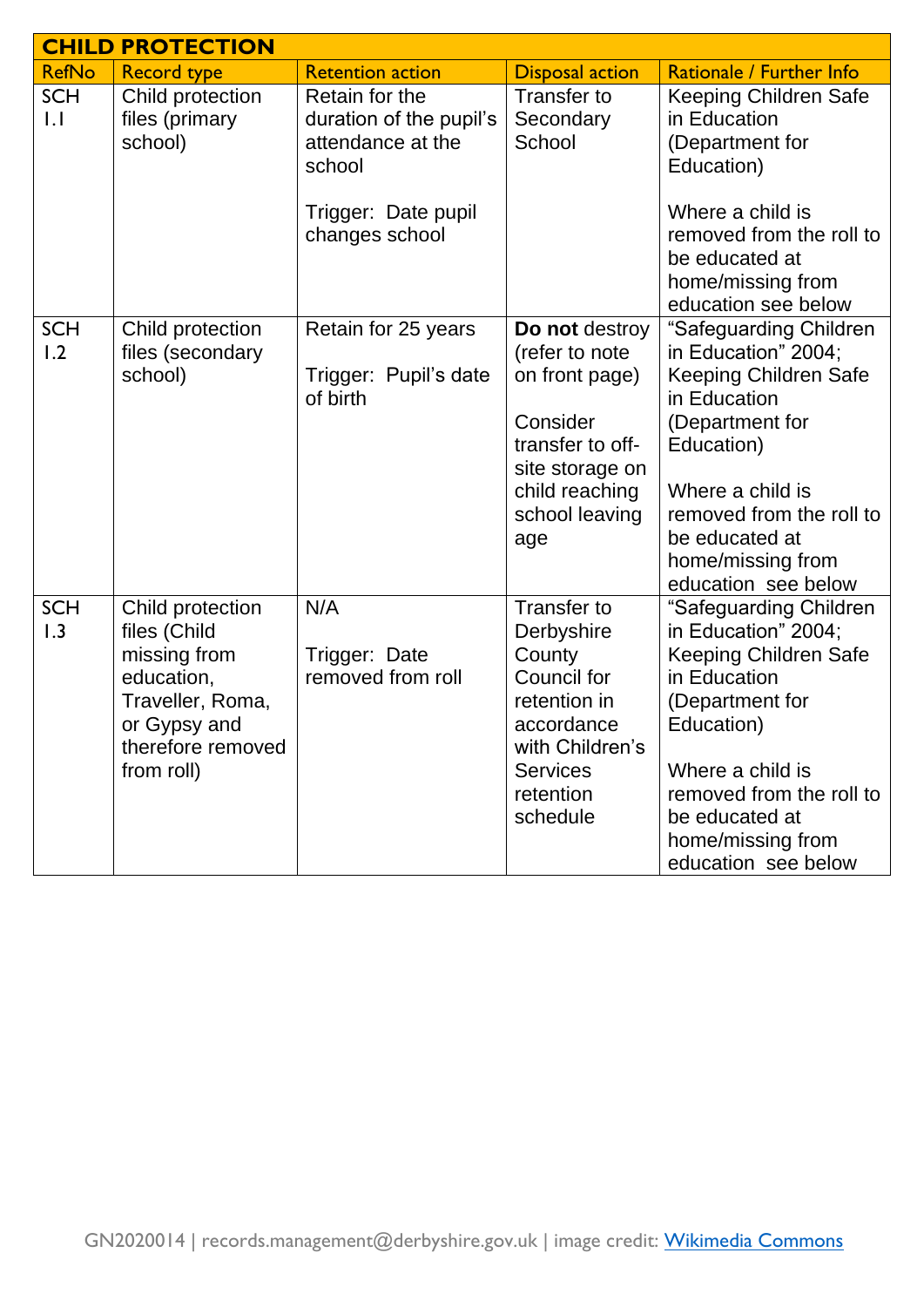| CHILD PROTECTION | | | | |
|---|---|---|---|---|
| RefNo | Record type | Retention action | Disposal action | Rationale / Further Info |
| SCH 1.1 | Child protection files (primary school) | Retain for the duration of the pupil's attendance at the school<br><br>Trigger: Date pupil changes school | Transfer to Secondary School | Keeping Children Safe in Education (Department for Education)<br><br>Where a child is removed from the roll to be educated at home/missing from education see below |
| SCH 1.2 | Child protection files (secondary school) | Retain for 25 years<br><br>Trigger: Pupil's date of birth | **Do not** destroy (refer to note on front page)<br><br>Consider transfer to off-site storage on child reaching school leaving age | "Safeguarding Children in Education" 2004; Keeping Children Safe in Education (Department for Education)<br><br>Where a child is removed from the roll to be educated at home/missing from education see below |
| SCH 1.3 | Child protection files (Child missing from education, Traveller, Roma, or Gypsy and therefore removed from roll) | N/A<br><br>Trigger: Date removed from roll | Transfer to Derbyshire County Council for retention in accordance with Children's Services retention schedule | "Safeguarding Children in Education" 2004; Keeping Children Safe in Education (Department for Education)<br><br>Where a child is removed from the roll to be educated at home/missing from education see below |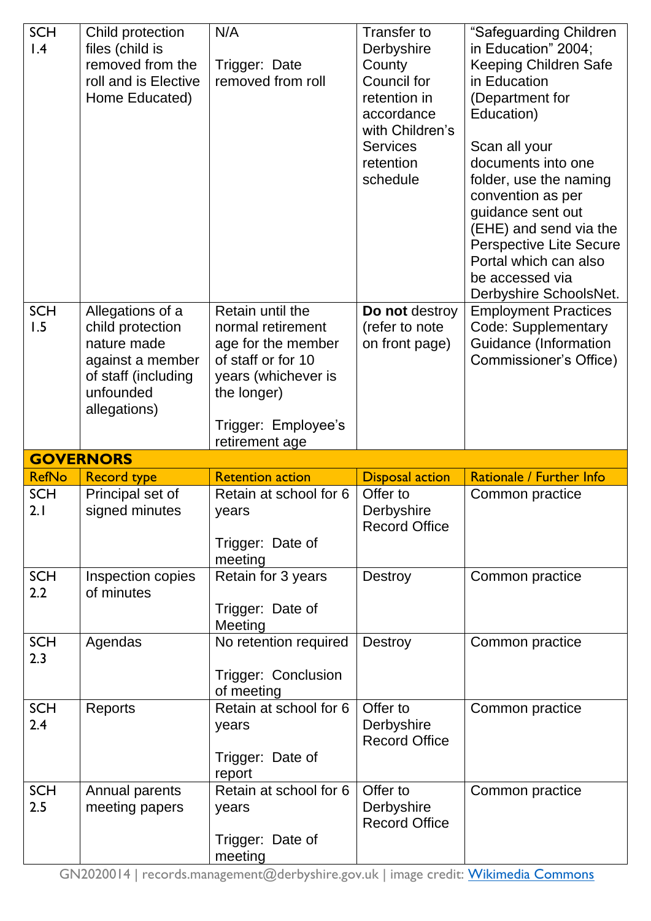| | | | | |
|---|---|---|---|---|
| SCH 1.4 | Child protection files (child is removed from the roll and is Elective Home Educated) | N/A<br><br>Trigger: Date removed from roll | Transfer to Derbyshire County Council for retention in accordance with Children's Services retention schedule | "Safeguarding Children in Education" 2004; Keeping Children Safe in Education (Department for Education)<br><br>Scan all your documents into one folder, use the naming convention as per guidance sent out (EHE) and send via the Perspective Lite Secure Portal which can also be accessed via Derbyshire SchoolsNet. |
| SCH 1.5 | Allegations of a child protection nature made against a member of staff (including unfounded allegations) | Retain until the normal retirement age for the member of staff or for 10 years (whichever is the longer)<br><br>Trigger: Employee's retirement age | **Do not** destroy (refer to note on front page) | Employment Practices Code: Supplementary Guidance (Information Commissioner's Office) |

## GOVERNORS

| RefNo | Record type | Retention action | Disposal action | Rationale / Further Info |
|---|---|---|---|---|
| SCH 2.1 | Principal set of signed minutes | Retain at school for 6 years<br><br>Trigger: Date of meeting | Offer to Derbyshire Record Office | Common practice |
| SCH 2.2 | Inspection copies of minutes | Retain for 3 years<br><br>Trigger: Date of Meeting | Destroy | Common practice |
| SCH 2.3 | Agendas | No retention required<br><br>Trigger: Conclusion of meeting | Destroy | Common practice |
| SCH 2.4 | Reports | Retain at school for 6 years<br><br>Trigger: Date of report | Offer to Derbyshire Record Office | Common practice |
| SCH 2.5 | Annual parents meeting papers | Retain at school for 6 years<br><br>Trigger: Date of meeting | Offer to Derbyshire Record Office | Common practice |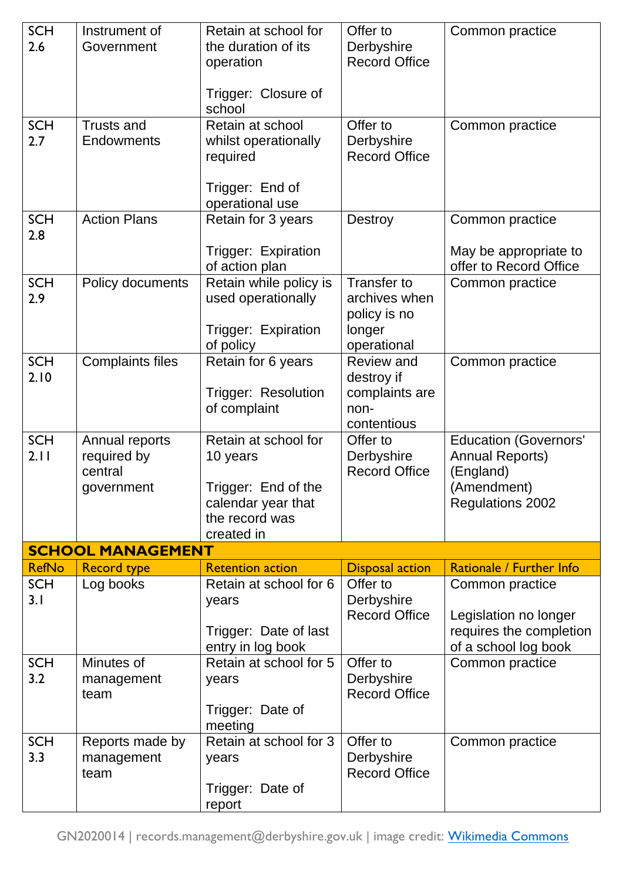| | | | | |
|---|---|---|---|---|
| SCH 2.6 | Instrument of Government | Retain at school for the duration of its operation<br><br>Trigger: Closure of school | Offer to Derbyshire Record Office | Common practice |
| SCH 2.7 | Trusts and Endowments | Retain at school whilst operationally required<br><br>Trigger: End of operational use | Offer to Derbyshire Record Office | Common practice |
| SCH 2.8 | Action Plans | Retain for 3 years<br><br>Trigger: Expiration of action plan | Destroy | Common practice<br><br>May be appropriate to offer to Record Office |
| SCH 2.9 | Policy documents | Retain while policy is used operationally<br><br>Trigger: Expiration of policy | Transfer to archives when policy is no longer operational | Common practice |
| SCH 2.10 | Complaints files | Retain for 6 years<br><br>Trigger: Resolution of complaint | Review and destroy if complaints are non-contentious | Common practice |
| SCH 2.11 | Annual reports required by central government | Retain at school for 10 years<br><br>Trigger: End of the calendar year that the record was created in | Offer to Derbyshire Record Office | Education (Governors' Annual Reports) (England) (Amendment) Regulations 2002 |

**SCHOOL MANAGEMENT**

| RefNo | Record type | Retention action | Disposal action | Rationale / Further Info |
|---|---|---|---|---|
| SCH 3.1 | Log books | Retain at school for 6 years<br><br>Trigger: Date of last entry in log book | Offer to Derbyshire Record Office | Common practice<br><br>Legislation no longer requires the completion of a school log book |
| SCH 3.2 | Minutes of management team | Retain at school for 5 years<br><br>Trigger: Date of meeting | Offer to Derbyshire Record Office | Common practice |
| SCH 3.3 | Reports made by management team | Retain at school for 3 years<br><br>Trigger: Date of report | Offer to Derbyshire Record Office | Common practice |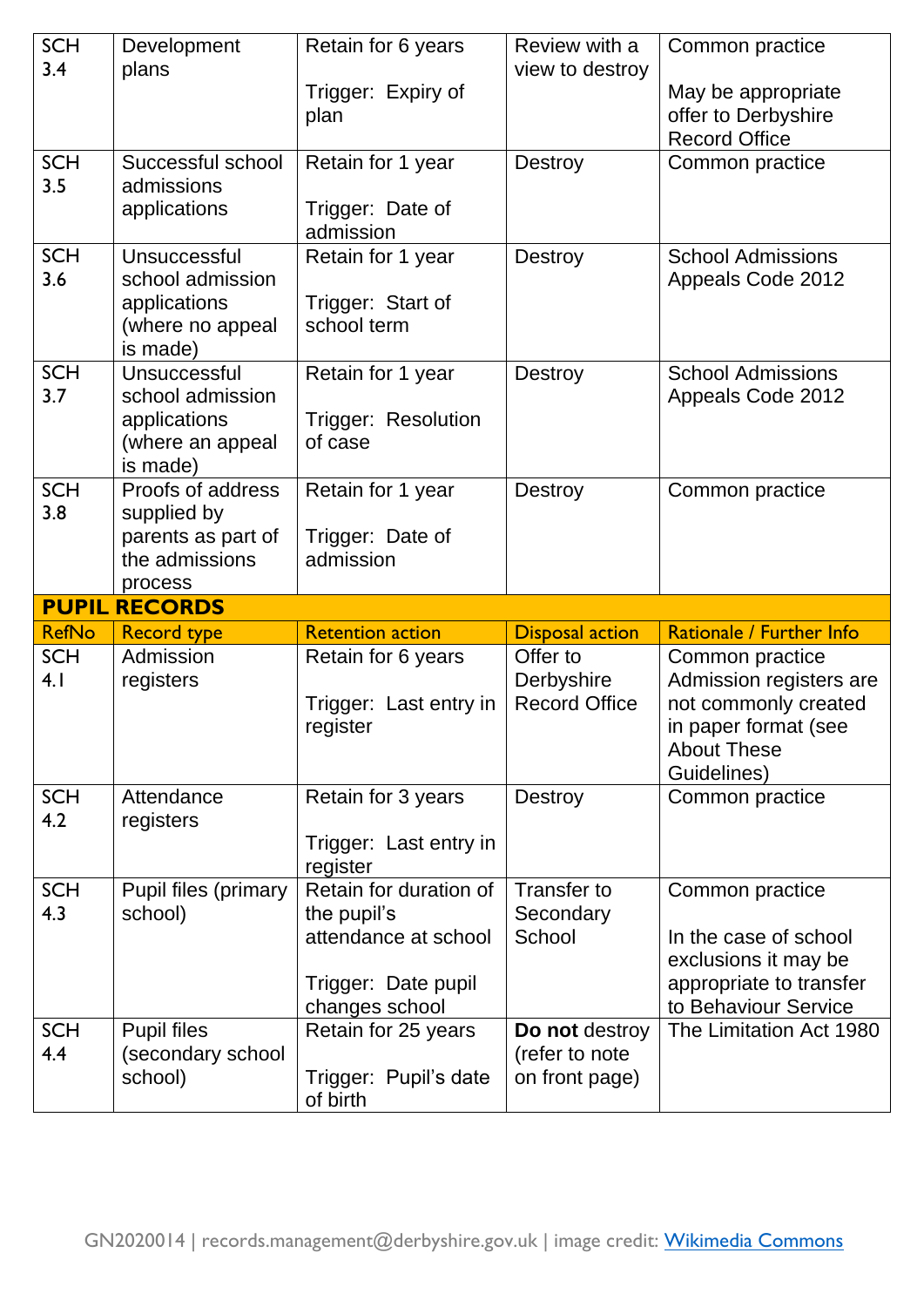| | | | | |
|---|---|---|---|---|
| SCH 3.4 | Development plans | Retain for 6 years<br><br>Trigger: Expiry of plan | Review with a view to destroy | Common practice<br><br>May be appropriate offer to Derbyshire Record Office |
| SCH 3.5 | Successful school admissions applications | Retain for 1 year<br><br>Trigger: Date of admission | Destroy | Common practice |
| SCH 3.6 | Unsuccessful school admission applications (where no appeal is made) | Retain for 1 year<br><br>Trigger: Start of school term | Destroy | School Admissions Appeals Code 2012 |
| SCH 3.7 | Unsuccessful school admission applications (where an appeal is made) | Retain for 1 year<br><br>Trigger: Resolution of case | Destroy | School Admissions Appeals Code 2012 |
| SCH 3.8 | Proofs of address supplied by parents as part of the admissions process | Retain for 1 year<br><br>Trigger: Date of admission | Destroy | Common practice |

**PUPIL RECORDS**

| RefNo | Record type | Retention action | Disposal action | Rationale / Further Info |
|---|---|---|---|---|
| SCH 4.1 | Admission registers | Retain for 6 years<br><br>Trigger: Last entry in register | Offer to Derbyshire Record Office | Common practice Admission registers are not commonly created in paper format (see About These Guidelines) |
| SCH 4.2 | Attendance registers | Retain for 3 years<br><br>Trigger: Last entry in register | Destroy | Common practice |
| SCH 4.3 | Pupil files (primary school) | Retain for duration of the pupil's attendance at school<br><br>Trigger: Date pupil changes school | Transfer to Secondary School | Common practice<br><br>In the case of school exclusions it may be appropriate to transfer to Behaviour Service |
| SCH 4.4 | Pupil files (secondary school school) | Retain for 25 years<br><br>Trigger: Pupil's date of birth | **Do not** destroy (refer to note on front page) | The Limitation Act 1980 |

GN2020014 | records.management@derbyshire.gov.uk | image credit: Wikimedia Commons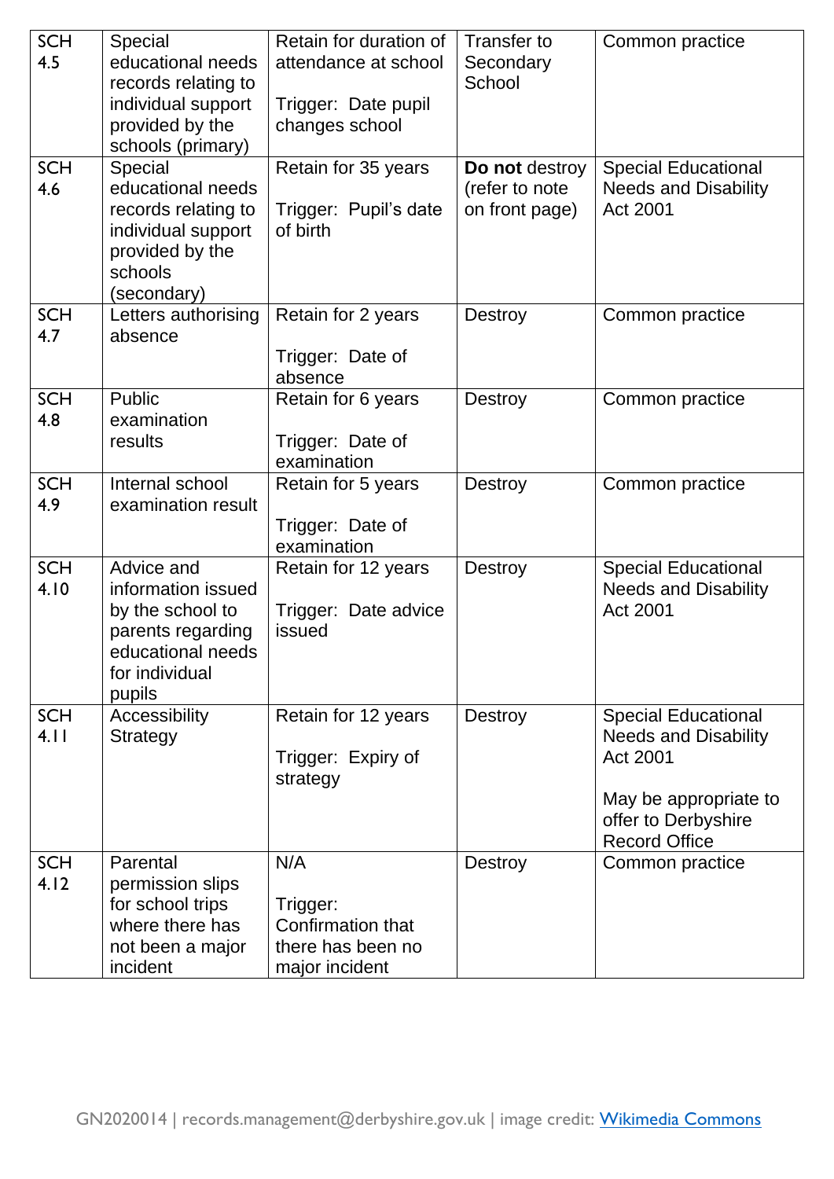| | | | | |
|---|---|---|---|---|
| SCH 4.5 | Special educational needs records relating to individual support provided by the schools (primary) | Retain for duration of attendance at school<br><br>Trigger: Date pupil changes school | Transfer to Secondary School | Common practice |
| SCH 4.6 | Special educational needs records relating to individual support provided by the schools (secondary) | Retain for 35 years<br><br>Trigger: Pupil's date of birth | **Do not** destroy (refer to note on front page) | Special Educational Needs and Disability Act 2001 |
| SCH 4.7 | Letters authorising absence | Retain for 2 years<br><br>Trigger: Date of absence | Destroy | Common practice |
| SCH 4.8 | Public examination results | Retain for 6 years<br><br>Trigger: Date of examination | Destroy | Common practice |
| SCH 4.9 | Internal school examination result | Retain for 5 years<br><br>Trigger: Date of examination | Destroy | Common practice |
| SCH 4.10 | Advice and information issued by the school to parents regarding educational needs for individual pupils | Retain for 12 years<br><br>Trigger: Date advice issued | Destroy | Special Educational Needs and Disability Act 2001 |
| SCH 4.11 | Accessibility Strategy | Retain for 12 years<br><br>Trigger: Expiry of strategy | Destroy | Special Educational Needs and Disability Act 2001<br><br>May be appropriate to offer to Derbyshire Record Office |
| SCH 4.12 | Parental permission slips for school trips where there has not been a major incident | N/A<br><br>Trigger: Confirmation that there has been no major incident | Destroy | Common practice |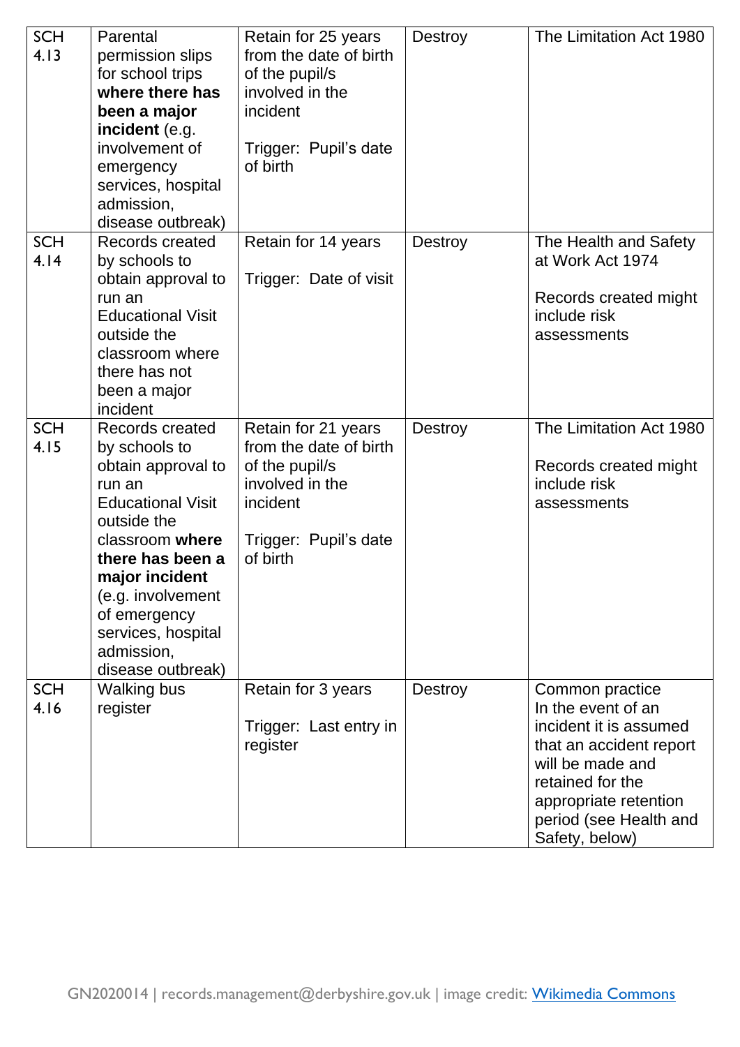| | | | | |
|---|---|---|---|---|
| SCH 4.13 | Parental permission slips for school trips **where there has been a major incident** (e.g. involvement of emergency services, hospital admission, disease outbreak) | Retain for 25 years from the date of birth of the pupil/s involved in the incident<br><br>Trigger: Pupil's date of birth | Destroy | The Limitation Act 1980 |
| SCH 4.14 | Records created by schools to obtain approval to run an Educational Visit outside the classroom where there has not been a major incident | Retain for 14 years<br><br>Trigger: Date of visit | Destroy | The Health and Safety at Work Act 1974<br><br>Records created might include risk assessments |
| SCH 4.15 | Records created by schools to obtain approval to run an Educational Visit outside the classroom **where there has been a major incident** (e.g. involvement of emergency services, hospital admission, disease outbreak) | Retain for 21 years from the date of birth of the pupil/s involved in the incident<br><br>Trigger: Pupil's date of birth | Destroy | The Limitation Act 1980<br><br>Records created might include risk assessments |
| SCH 4.16 | Walking bus register | Retain for 3 years<br><br>Trigger: Last entry in register | Destroy | Common practice<br>In the event of an incident it is assumed that an accident report will be made and retained for the appropriate retention period (see Health and Safety, below) |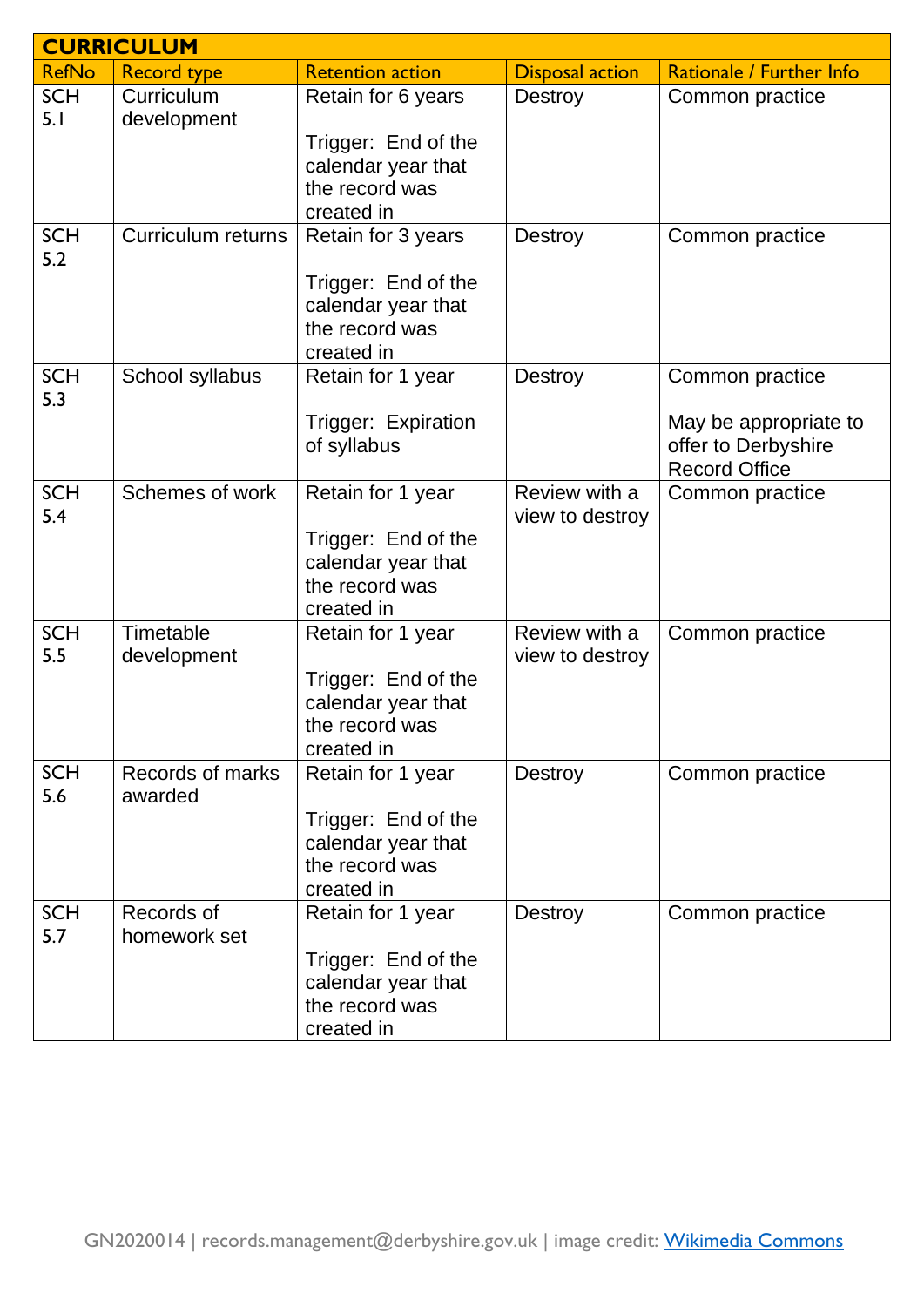| CURRICULUM | | | | |
|---|---|---|---|---|
| RefNo | Record type | Retention action | Disposal action | Rationale / Further Info |
| SCH 5.1 | Curriculum development | Retain for 6 years<br><br>Trigger: End of the calendar year that the record was created in | Destroy | Common practice |
| SCH 5.2 | Curriculum returns | Retain for 3 years<br><br>Trigger: End of the calendar year that the record was created in | Destroy | Common practice |
| SCH 5.3 | School syllabus | Retain for 1 year<br><br>Trigger: Expiration of syllabus | Destroy | Common practice<br><br>May be appropriate to offer to Derbyshire Record Office |
| SCH 5.4 | Schemes of work | Retain for 1 year<br><br>Trigger: End of the calendar year that the record was created in | Review with a view to destroy | Common practice |
| SCH 5.5 | Timetable development | Retain for 1 year<br><br>Trigger: End of the calendar year that the record was created in | Review with a view to destroy | Common practice |
| SCH 5.6 | Records of marks awarded | Retain for 1 year<br><br>Trigger: End of the calendar year that the record was created in | Destroy | Common practice |
| SCH 5.7 | Records of homework set | Retain for 1 year<br><br>Trigger: End of the calendar year that the record was created in | Destroy | Common practice |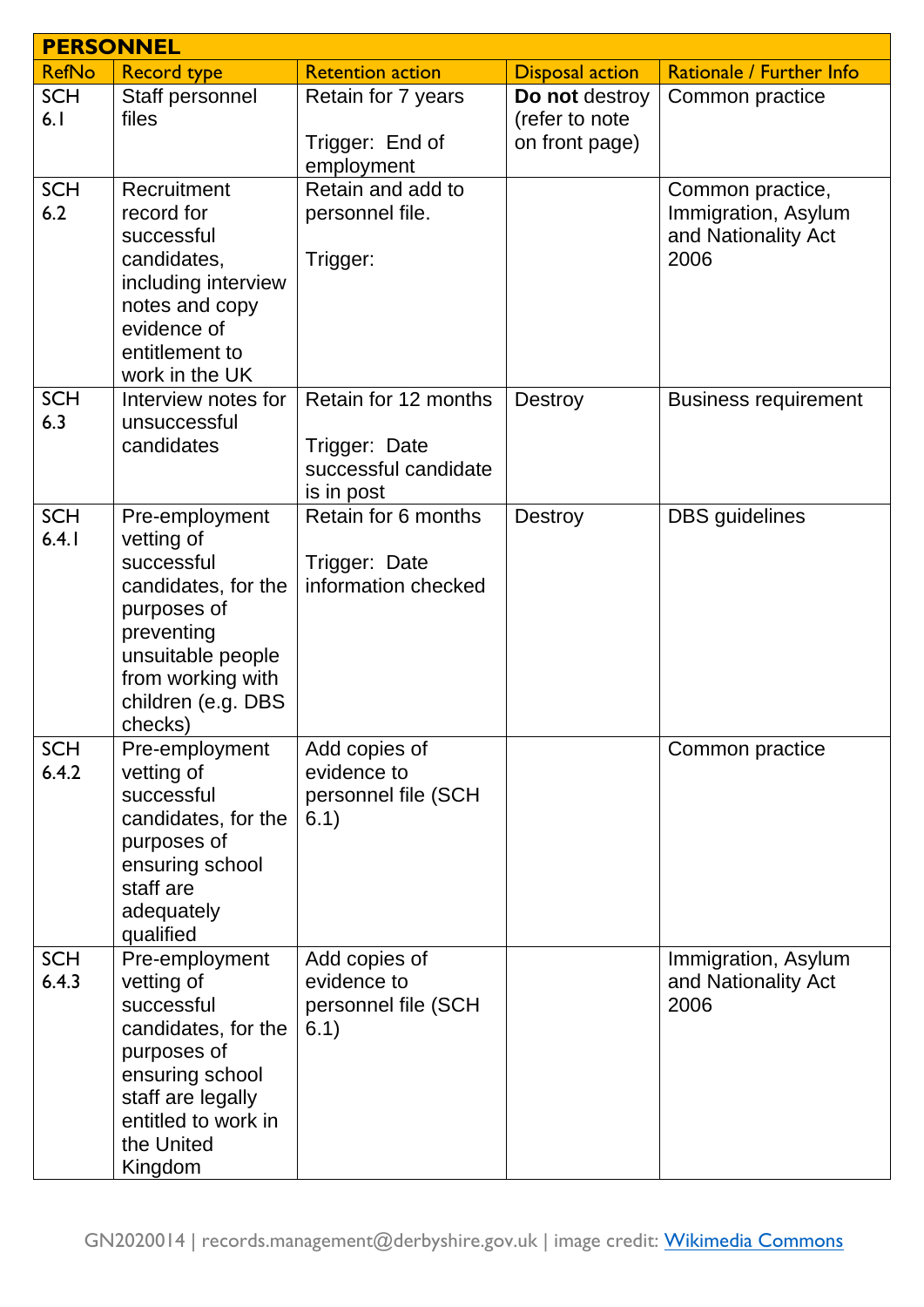| PERSONNEL | | | | |
|---|---|---|---|---|
| RefNo | Record type | Retention action | Disposal action | Rationale / Further Info |
| SCH 6.1 | Staff personnel files | Retain for 7 years<br><br>Trigger: End of employment | **Do not** destroy (refer to note on front page) | Common practice |
| SCH 6.2 | Recruitment record for successful candidates, including interview notes and copy evidence of entitlement to work in the UK | Retain and add to personnel file.<br><br>Trigger: | | Common practice, Immigration, Asylum and Nationality Act 2006 |
| SCH 6.3 | Interview notes for unsuccessful candidates | Retain for 12 months<br><br>Trigger: Date successful candidate is in post | Destroy | Business requirement |
| SCH 6.4.1 | Pre-employment vetting of successful candidates, for the purposes of preventing unsuitable people from working with children (e.g. DBS checks) | Retain for 6 months<br><br>Trigger: Date information checked | Destroy | DBS guidelines |
| SCH 6.4.2 | Pre-employment vetting of successful candidates, for the purposes of ensuring school staff are adequately qualified | Add copies of evidence to personnel file (SCH 6.1) | | Common practice |
| SCH 6.4.3 | Pre-employment vetting of successful candidates, for the purposes of ensuring school staff are legally entitled to work in the United Kingdom | Add copies of evidence to personnel file (SCH 6.1) | | Immigration, Asylum and Nationality Act 2006 |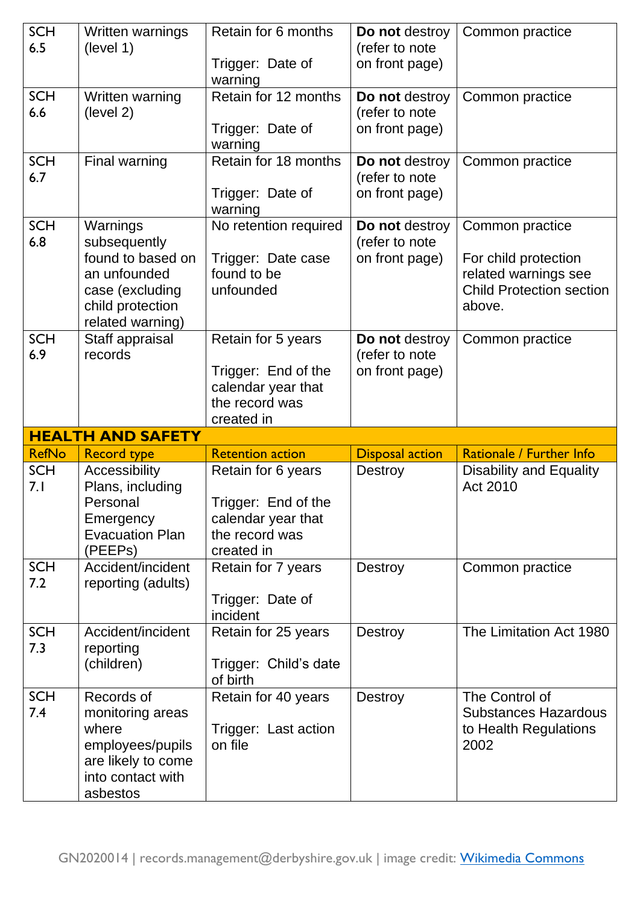| | | | | |
|---|---|---|---|---|
| SCH 6.5 | Written warnings (level 1) | Retain for 6 months<br><br>Trigger: Date of warning | **Do not** destroy (refer to note on front page) | Common practice |
| SCH 6.6 | Written warning (level 2) | Retain for 12 months<br><br>Trigger: Date of warning | **Do not** destroy (refer to note on front page) | Common practice |
| SCH 6.7 | Final warning | Retain for 18 months<br><br>Trigger: Date of warning | **Do not** destroy (refer to note on front page) | Common practice |
| SCH 6.8 | Warnings subsequently found to based on an unfounded case (excluding child protection related warning) | No retention required<br><br>Trigger: Date case found to be unfounded | **Do not** destroy (refer to note on front page) | Common practice<br><br>For child protection related warnings see Child Protection section above. |
| SCH 6.9 | Staff appraisal records | Retain for 5 years<br><br>Trigger: End of the calendar year that the record was created in | **Do not** destroy (refer to note on front page) | Common practice |

## HEALTH AND SAFETY

| RefNo | Record type | Retention action | Disposal action | Rationale / Further Info |
|---|---|---|---|---|
| SCH 7.1 | Accessibility Plans, including Personal Emergency Evacuation Plan (PEEPs) | Retain for 6 years<br><br>Trigger: End of the calendar year that the record was created in | Destroy | Disability and Equality Act 2010 |
| SCH 7.2 | Accident/incident reporting (adults) | Retain for 7 years<br><br>Trigger: Date of incident | Destroy | Common practice |
| SCH 7.3 | Accident/incident reporting (children) | Retain for 25 years<br><br>Trigger: Child's date of birth | Destroy | The Limitation Act 1980 |
| SCH 7.4 | Records of monitoring areas where employees/pupils are likely to come into contact with asbestos | Retain for 40 years<br><br>Trigger: Last action on file | Destroy | The Control of Substances Hazardous to Health Regulations 2002 |

GN2020014 | records.management@derbyshire.gov.uk | image credit: [Wikimedia Commons]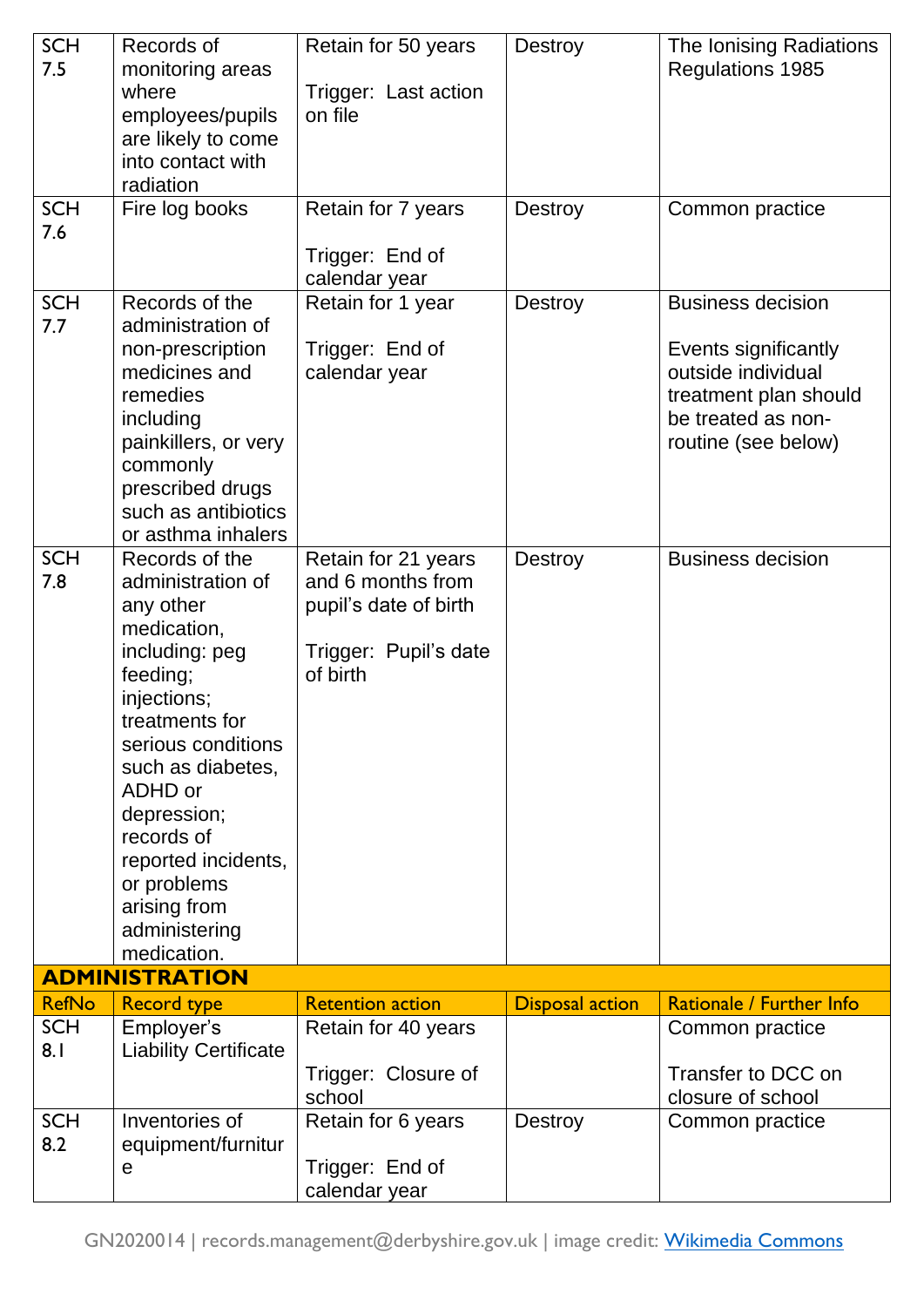| | | | | |
|---|---|---|---|---|
| SCH 7.5 | Records of monitoring areas where employees/pupils are likely to come into contact with radiation | Retain for 50 years<br><br>Trigger: Last action on file | Destroy | The Ionising Radiations Regulations 1985 |
| SCH 7.6 | Fire log books | Retain for 7 years<br><br>Trigger: End of calendar year | Destroy | Common practice |
| SCH 7.7 | Records of the administration of non-prescription medicines and remedies including painkillers, or very commonly prescribed drugs such as antibiotics or asthma inhalers | Retain for 1 year<br><br>Trigger: End of calendar year | Destroy | Business decision<br><br>Events significantly outside individual treatment plan should be treated as non-routine (see below) |
| SCH 7.8 | Records of the administration of any other medication, including: peg feeding; injections; treatments for serious conditions such as diabetes, ADHD or depression; records of reported incidents, or problems arising from administering medication. | Retain for 21 years and 6 months from pupil's date of birth<br><br>Trigger: Pupil's date of birth | Destroy | Business decision |

**ADMINISTRATION**

| RefNo | Record type | Retention action | Disposal action | Rationale / Further Info |
|---|---|---|---|---|
| SCH 8.1 | Employer's Liability Certificate | Retain for 40 years<br><br>Trigger: Closure of school | | Common practice<br><br>Transfer to DCC on closure of school |
| SCH 8.2 | Inventories of equipment/furniture | Retain for 6 years<br><br>Trigger: End of calendar year | Destroy | Common practice |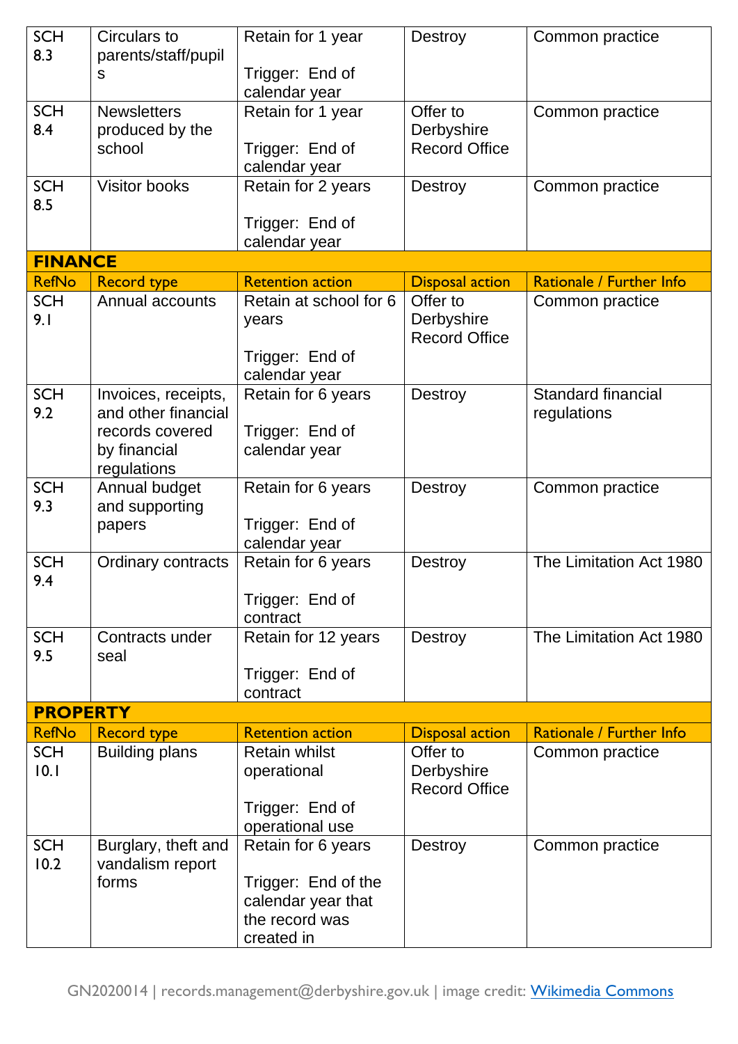| RefNo | Record type | Retention action | Disposal action | Rationale / Further Info |
|---|---|---|---|---|
| SCH 8.3 | Circulars to parents/staff/pupils | Retain for 1 year<br><br>Trigger: End of calendar year | Destroy | Common practice |
| SCH 8.4 | Newsletters produced by the school | Retain for 1 year<br><br>Trigger: End of calendar year | Offer to Derbyshire Record Office | Common practice |
| SCH 8.5 | Visitor books | Retain for 2 years<br><br>Trigger: End of calendar year | Destroy | Common practice |

**FINANCE**

| RefNo | Record type | Retention action | Disposal action | Rationale / Further Info |
|---|---|---|---|---|
| SCH 9.1 | Annual accounts | Retain at school for 6 years<br><br>Trigger: End of calendar year | Offer to Derbyshire Record Office | Common practice |
| SCH 9.2 | Invoices, receipts, and other financial records covered by financial regulations | Retain for 6 years<br><br>Trigger: End of calendar year | Destroy | Standard financial regulations |
| SCH 9.3 | Annual budget and supporting papers | Retain for 6 years<br><br>Trigger: End of calendar year | Destroy | Common practice |
| SCH 9.4 | Ordinary contracts | Retain for 6 years<br><br>Trigger: End of contract | Destroy | The Limitation Act 1980 |
| SCH 9.5 | Contracts under seal | Retain for 12 years<br><br>Trigger: End of contract | Destroy | The Limitation Act 1980 |

**PROPERTY**

| RefNo | Record type | Retention action | Disposal action | Rationale / Further Info |
|---|---|---|---|---|
| SCH 10.1 | Building plans | Retain whilst operational<br><br>Trigger: End of operational use | Offer to Derbyshire Record Office | Common practice |
| SCH 10.2 | Burglary, theft and vandalism report forms | Retain for 6 years<br><br>Trigger: End of the calendar year that the record was created in | Destroy | Common practice |

GN2020014 | records.management@derbyshire.gov.uk | image credit: Wikimedia Commons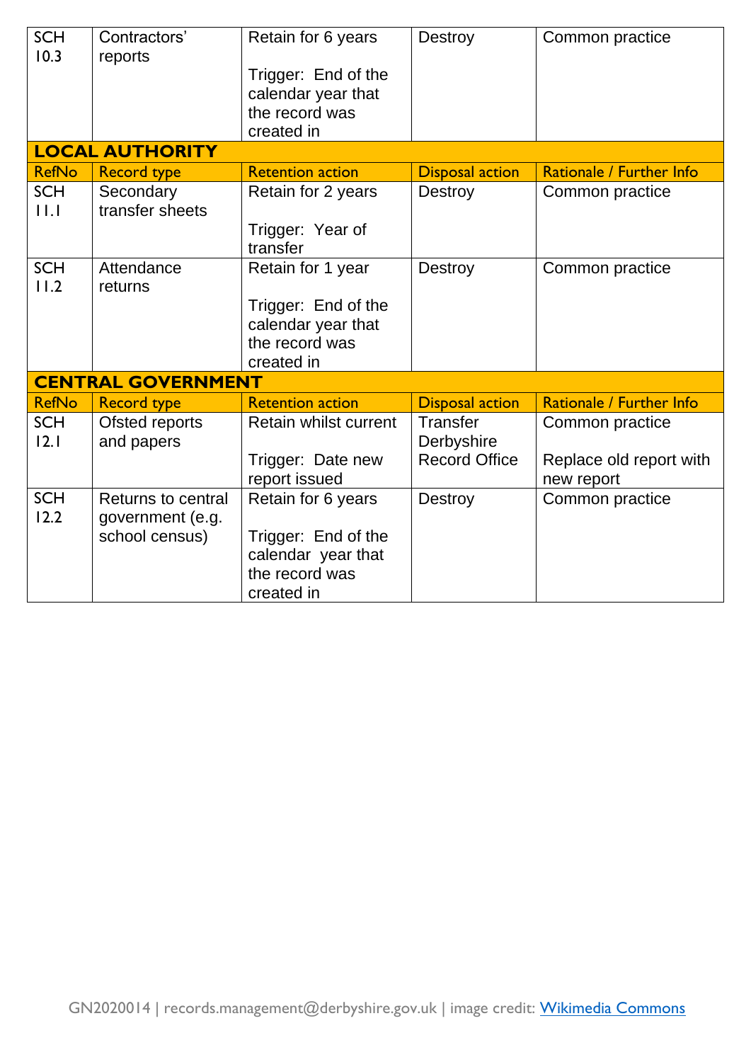| | | | | |
|---|---|---|---|---|
| SCH 10.3 | Contractors' reports | Retain for 6 years<br><br>Trigger: End of the calendar year that the record was created in | Destroy | Common practice |

**LOCAL AUTHORITY**

| RefNo | Record type | Retention action | Disposal action | Rationale / Further Info |
|---|---|---|---|---|
| SCH 11.1 | Secondary transfer sheets | Retain for 2 years<br><br>Trigger: Year of transfer | Destroy | Common practice |
| SCH 11.2 | Attendance returns | Retain for 1 year<br><br>Trigger: End of the calendar year that the record was created in | Destroy | Common practice |

**CENTRAL GOVERNMENT**

| RefNo | Record type | Retention action | Disposal action | Rationale / Further Info |
|---|---|---|---|---|
| SCH 12.1 | Ofsted reports and papers | Retain whilst current<br><br>Trigger: Date new report issued | Transfer Derbyshire Record Office | Common practice<br><br>Replace old report with new report |
| SCH 12.2 | Returns to central government (e.g. school census) | Retain for 6 years<br><br>Trigger: End of the calendar year that the record was created in | Destroy | Common practice |

GN2020014 | records.management@derbyshire.gov.uk | image credit: Wikimedia Commons